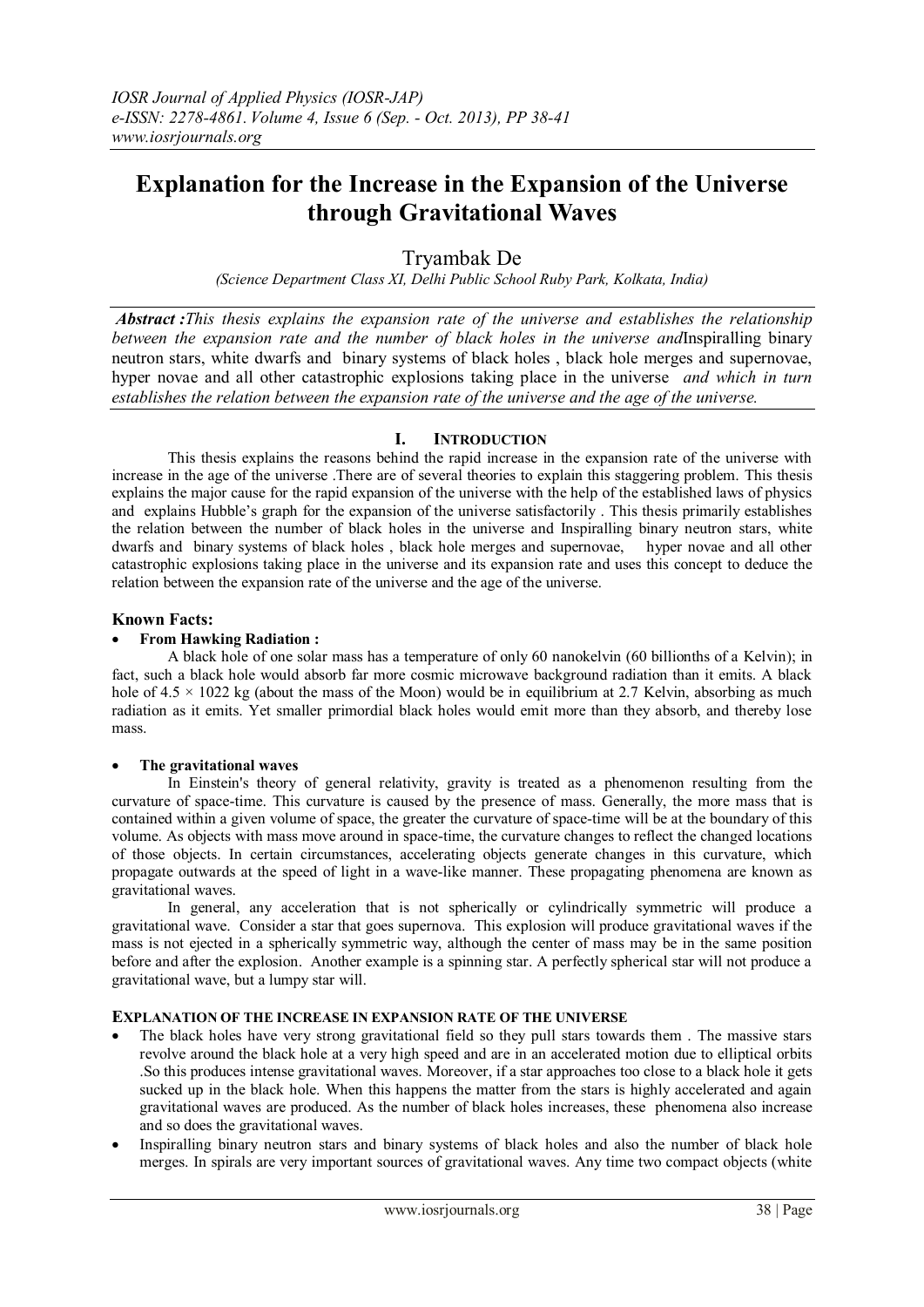# Explanation for the Increase in the Expansion of the Universe through Gravitational Waves

Tryambak De

*(Science Department Class XI, Delhi Public School Ruby Park, Kolkata, India)*

***Abstract :****This thesis explains the expansion rate of the universe and establishes the relationship between the expansion rate and the number of black holes in the universe and*Inspiralling binary neutron stars, white dwarfs and binary systems of black holes , black hole merges and supernovae, hyper novae and all other catastrophic explosions taking place in the universe *and which in turn establishes the relation between the expansion rate of the universe and the age of the universe.*

## I. INTRODUCTION

This thesis explains the reasons behind the rapid increase in the expansion rate of the universe with increase in the age of the universe .There are of several theories to explain this staggering problem. This thesis explains the major cause for the rapid expansion of the universe with the help of the established laws of physics and explains Hubble's graph for the expansion of the universe satisfactorily . This thesis primarily establishes the relation between the number of black holes in the universe and Inspiralling binary neutron stars, white dwarfs and binary systems of black holes , black hole merges and supernovae, hyper novae and all other catastrophic explosions taking place in the universe and its expansion rate and uses this concept to deduce the relation between the expansion rate of the universe and the age of the universe.

### Known Facts:

- **From Hawking Radiation :**

A black hole of one solar mass has a temperature of only 60 nanokelvin (60 billionths of a Kelvin); in fact, such a black hole would absorb far more cosmic microwave background radiation than it emits. A black hole of 4.5 × 1022 kg (about the mass of the Moon) would be in equilibrium at 2.7 Kelvin, absorbing as much radiation as it emits. Yet smaller primordial black holes would emit more than they absorb, and thereby lose mass.

- **The gravitational waves**

In Einstein's theory of general relativity, gravity is treated as a phenomenon resulting from the curvature of space-time. This curvature is caused by the presence of mass. Generally, the more mass that is contained within a given volume of space, the greater the curvature of space-time will be at the boundary of this volume. As objects with mass move around in space-time, the curvature changes to reflect the changed locations of those objects. In certain circumstances, accelerating objects generate changes in this curvature, which propagate outwards at the speed of light in a wave-like manner. These propagating phenomena are known as gravitational waves.

In general, any acceleration that is not spherically or cylindrically symmetric will produce a gravitational wave. Consider a star that goes supernova. This explosion will produce gravitational waves if the mass is not ejected in a spherically symmetric way, although the center of mass may be in the same position before and after the explosion. Another example is a spinning star. A perfectly spherical star will not produce a gravitational wave, but a lumpy star will.

### EXPLANATION OF THE INCREASE IN EXPANSION RATE OF THE UNIVERSE

- The black holes have very strong gravitational field so they pull stars towards them . The massive stars revolve around the black hole at a very high speed and are in an accelerated motion due to elliptical orbits .So this produces intense gravitational waves. Moreover, if a star approaches too close to a black hole it gets sucked up in the black hole. When this happens the matter from the stars is highly accelerated and again gravitational waves are produced. As the number of black holes increases, these phenomena also increase and so does the gravitational waves.
- Inspiralling binary neutron stars and binary systems of black holes and also the number of black hole merges. In spirals are very important sources of gravitational waves. Any time two compact objects (white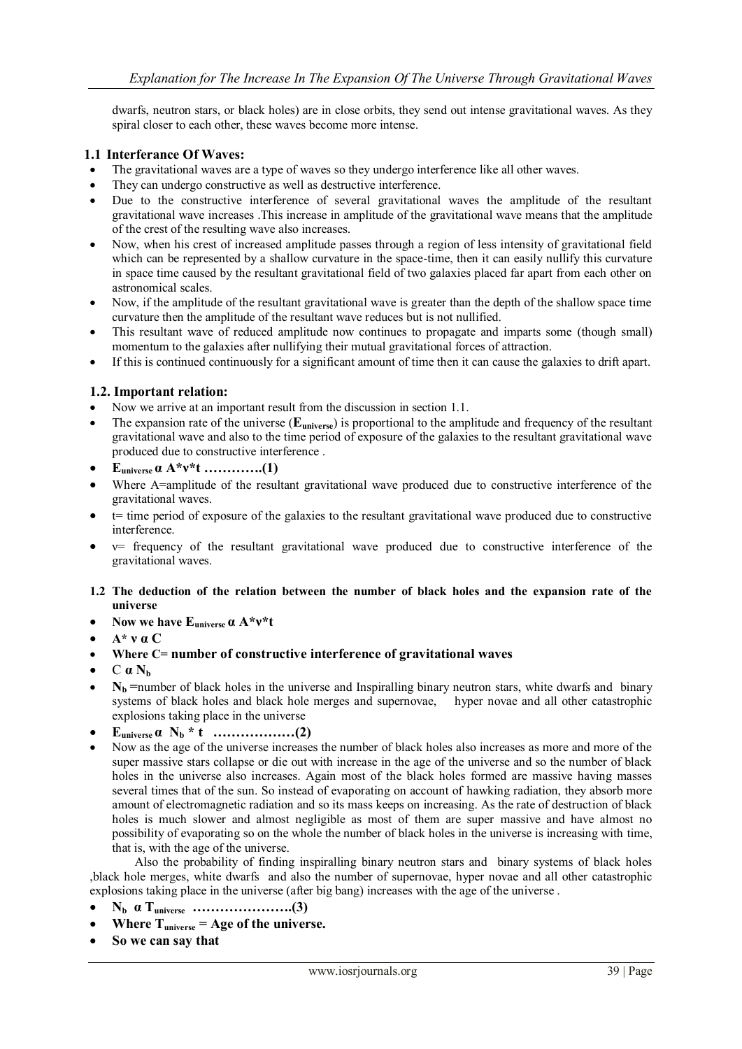dwarfs, neutron stars, or black holes) are in close orbits, they send out intense gravitational waves. As they spiral closer to each other, these waves become more intense.

### 1.1 Interferance Of Waves:

- The gravitational waves are a type of waves so they undergo interference like all other waves.
- They can undergo constructive as well as destructive interference.
- Due to the constructive interference of several gravitational waves the amplitude of the resultant gravitational wave increases .This increase in amplitude of the gravitational wave means that the amplitude of the crest of the resulting wave also increases.
- Now, when his crest of increased amplitude passes through a region of less intensity of gravitational field which can be represented by a shallow curvature in the space-time, then it can easily nullify this curvature in space time caused by the resultant gravitational field of two galaxies placed far apart from each other on astronomical scales.
- Now, if the amplitude of the resultant gravitational wave is greater than the depth of the shallow space time curvature then the amplitude of the resultant wave reduces but is not nullified.
- This resultant wave of reduced amplitude now continues to propagate and imparts some (though small) momentum to the galaxies after nullifying their mutual gravitational forces of attraction.
- If this is continued continuously for a significant amount of time then it can cause the galaxies to drift apart.

### 1.2. Important relation:

- Now we arrive at an important result from the discussion in section 1.1.
- The expansion rate of the universe (**$E_{universe}$**) is proportional to the amplitude and frequency of the resultant gravitational wave and also to the time period of exposure of the galaxies to the resultant gravitational wave produced due to constructive interference .
- **$E_{universe} \alpha A*v*t$ ………….(1)**
- Where A=amplitude of the resultant gravitational wave produced due to constructive interference of the gravitational waves.
- t= time period of exposure of the galaxies to the resultant gravitational wave produced due to constructive interference.
- v= frequency of the resultant gravitational wave produced due to constructive interference of the gravitational waves.

### 1.2 The deduction of the relation between the number of black holes and the expansion rate of the universe

- **Now we have $E_{universe} \alpha A*v*t$**
- **$A* v \alpha C$**
- **Where C= number of constructive interference of gravitational waves**
- $C \alpha N_b$
- **$N_b$** =number of black holes in the universe and Inspiralling binary neutron stars, white dwarfs and binary systems of black holes and black hole merges and supernovae, hyper novae and all other catastrophic explosions taking place in the universe
- **$E_{universe} \alpha N_b * t$ ………………(2)**
- Now as the age of the universe increases the number of black holes also increases as more and more of the super massive stars collapse or die out with increase in the age of the universe and so the number of black holes in the universe also increases. Again most of the black holes formed are massive having masses several times that of the sun. So instead of evaporating on account of hawking radiation, they absorb more amount of electromagnetic radiation and so its mass keeps on increasing. As the rate of destruction of black holes is much slower and almost negligible as most of them are super massive and have almost no possibility of evaporating so on the whole the number of black holes in the universe is increasing with time, that is, with the age of the universe.

 Also the probability of finding inspiralling binary neutron stars and binary systems of black holes ,black hole merges, white dwarfs and also the number of supernovae, hyper novae and all other catastrophic explosions taking place in the universe (after big bang) increases with the age of the universe .

- **$N_b \alpha T_{universe}$ ………………….(3)**
- **Where $T_{universe}$ = Age of the universe.**
- **So we can say that**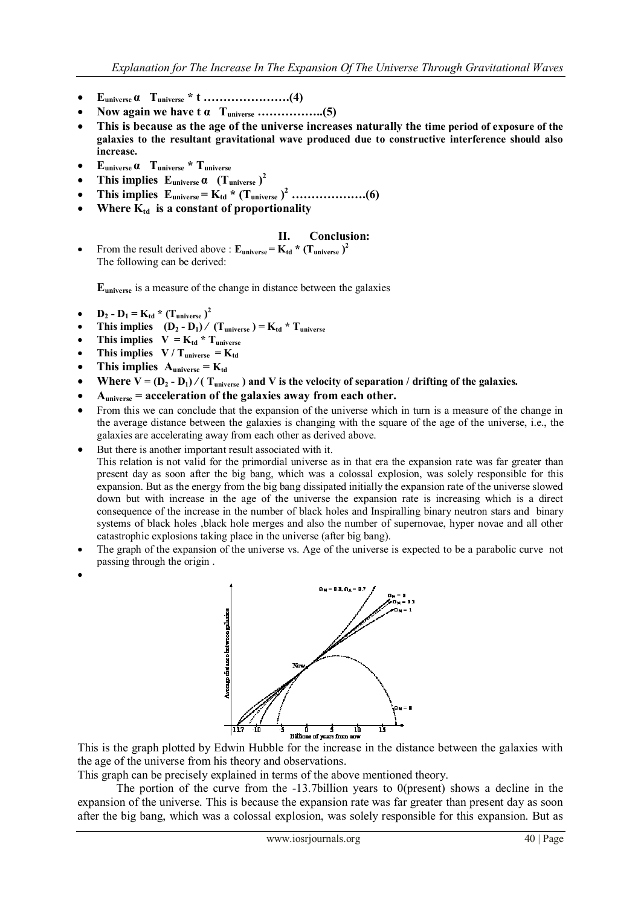- $E_{universe}$ α $T_{universe}$ * t ………………….(4)
- Now again we have t α $T_{universe}$ ……………..(5)
- This is because as the age of the universe increases naturally the time period of exposure of the galaxies to the resultant gravitational wave produced due to constructive interference should also increase.
- $E_{universe}$ α $T_{universe}$ * $T_{universe}$
- This implies $E_{universe}$ α $(T_{universe})^2$
- This implies $E_{universe} = K_{td} * (T_{universe})^2$ ……………….(6)
- Where $K_{td}$ is a constant of proportionality

## II. Conclusion:

- From the result derived above : $E_{universe} = K_{td} * (T_{universe})^2$
  The following can be derived:

  **$E_{universe}$** is a measure of the change in distance between the galaxies

- $D_2 - D_1 = K_{td} * (T_{universe})^2$
- This implies $(D_2 - D_1) / (T_{universe}) = K_{td} * T_{universe}$
- This implies $V = K_{td} * T_{universe}$
- This implies $V / T_{universe} = K_{td}$
- This implies $A_{universe} = K_{td}$
- Where $V = (D_2 - D_1) / (T_{universe})$ and V is the velocity of separation / drifting of the galaxies.
- $A_{universe}$ = acceleration of the galaxies away from each other.
- From this we can conclude that the expansion of the universe which in turn is a measure of the change in the average distance between the galaxies is changing with the square of the age of the universe, i.e., the galaxies are accelerating away from each other as derived above.
- But there is another important result associated with it.
  This relation is not valid for the primordial universe as in that era the expansion rate was far greater than present day as soon after the big bang, which was a colossal explosion, was solely responsible for this expansion. But as the energy from the big bang dissipated initially the expansion rate of the universe slowed down but with increase in the age of the universe the expansion rate is increasing which is a direct consequence of the increase in the number of black holes and Inspiralling binary neutron stars and binary systems of black holes ,black hole merges and also the number of supernovae, hyper novae and all other catastrophic explosions taking place in the universe (after big bang).
- The graph of the expansion of the universe vs. Age of the universe is expected to be a parabolic curve not passing through the origin .
-

This is the graph plotted by Edwin Hubble for the increase in the distance between the galaxies with the age of the universe from his theory and observations.

This graph can be precisely explained in terms of the above mentioned theory.

The portion of the curve from the -13.7billion years to 0(present) shows a decline in the expansion of the universe. This is because the expansion rate was far greater than present day as soon after the big bang, which was a colossal explosion, was solely responsible for this expansion. But as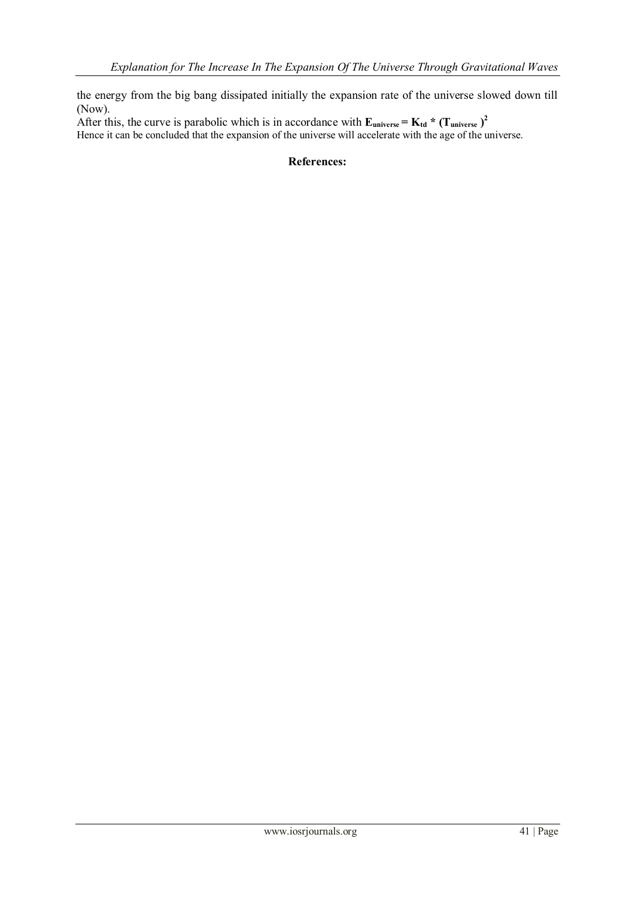the energy from the big bang dissipated initially the expansion rate of the universe slowed down till (Now).

After this, the curve is parabolic which is in accordance with $\mathbf{E_{universe} = K_{td} * (T_{universe})^2}$

Hence it can be concluded that the expansion of the universe will accelerate with the age of the universe.

**References:**